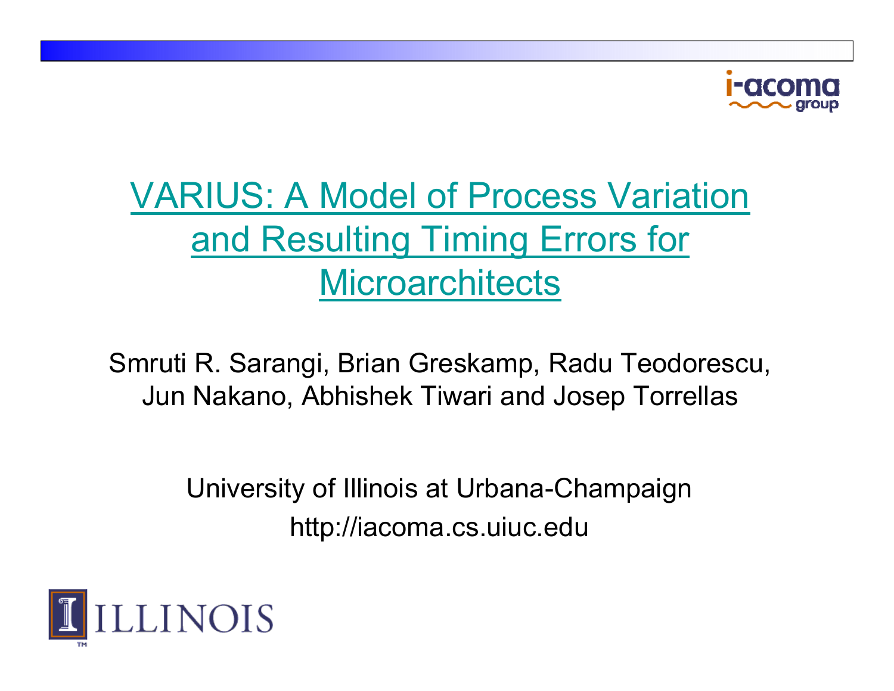# VARIUS: A Model of Process Variation and Resulting Timing Errors for Microarchitects

Smruti R. Sarangi, Brian Greskamp, Radu Teodorescu, Jun Nakano, Abhishek Tiwari and Josep Torrellas

University of Illinois at Urbana-Champaign

http://iacoma.cs.uiuc.edu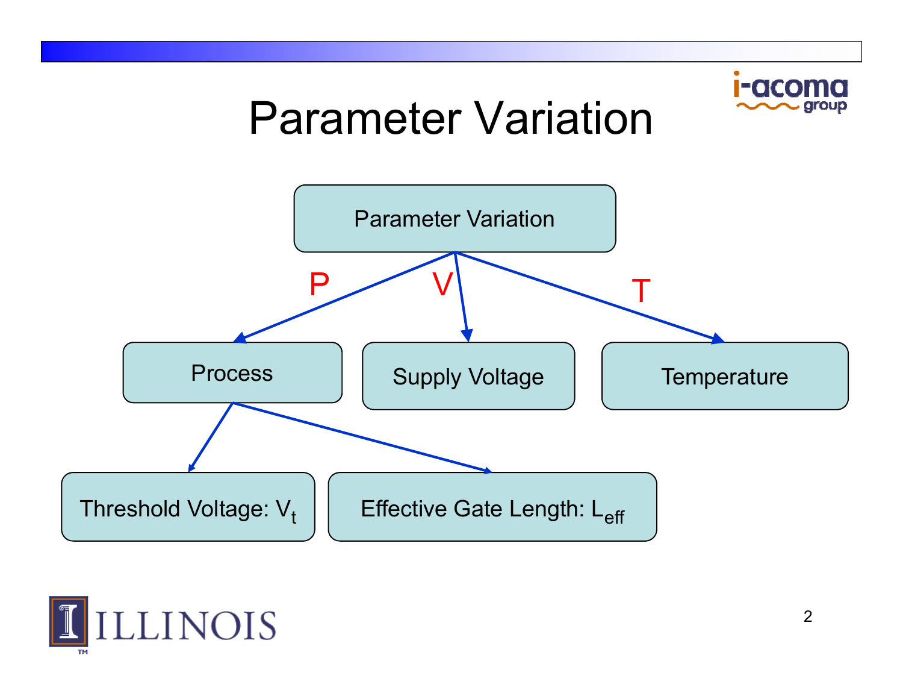# Parameter Variation

- Parameter Variation
  - **P** → Process
    - Threshold Voltage: $V_t$
    - Effective Gate Length: $L_{eff}$
  - **V** → Supply Voltage
  - **T** → Temperature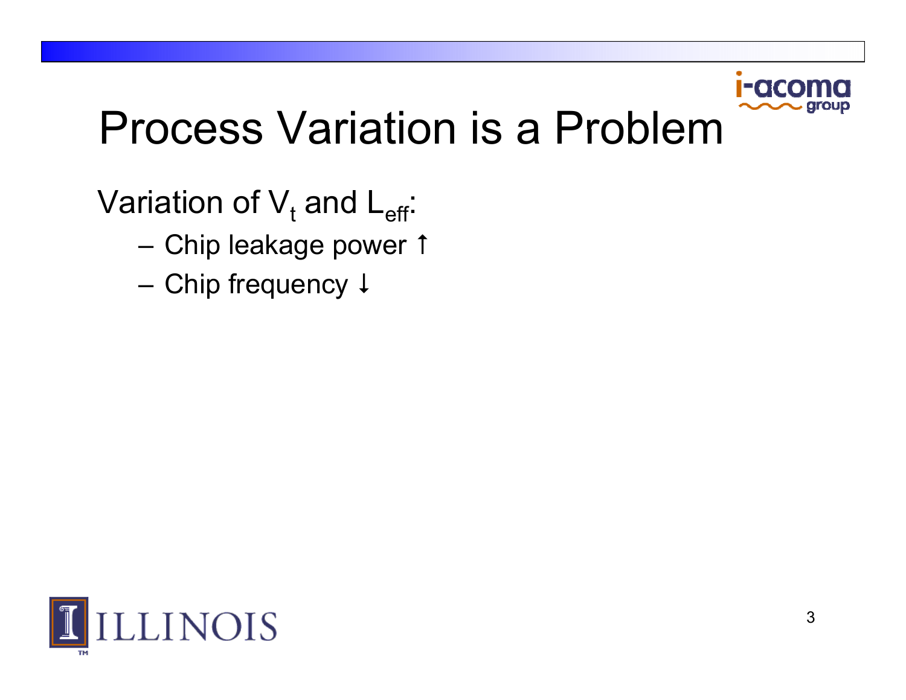# Process Variation is a Problem

Variation of $V_t$ and $L_{eff}$:

- Chip leakage power ↑
- Chip frequency ↓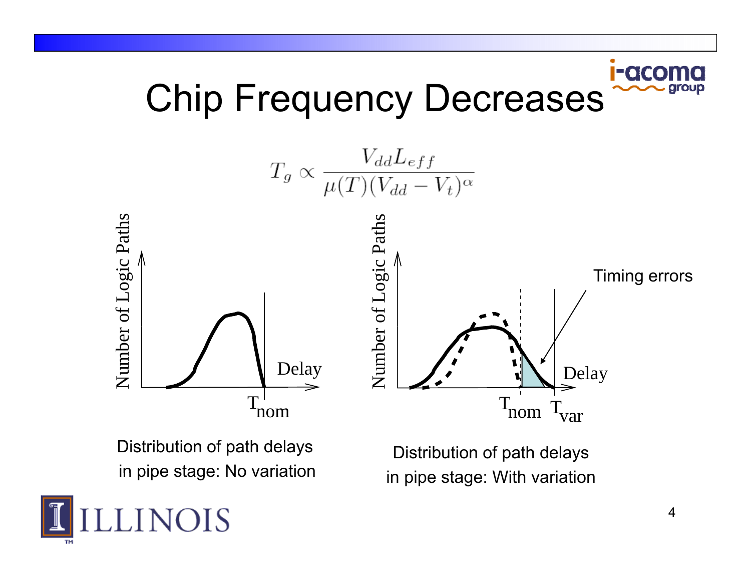# Chip Frequency Decreases

$$T_g \propto \frac{V_{dd} L_{eff}}{\mu(T)(V_{dd} - V_t)^{\alpha}}$$

Number of Logic Paths

Delay

$T_{nom}$

Distribution of path delays in pipe stage: No variation

Number of Logic Paths

Timing errors

Delay

$T_{nom}$ $T_{var}$

Distribution of path delays in pipe stage: With variation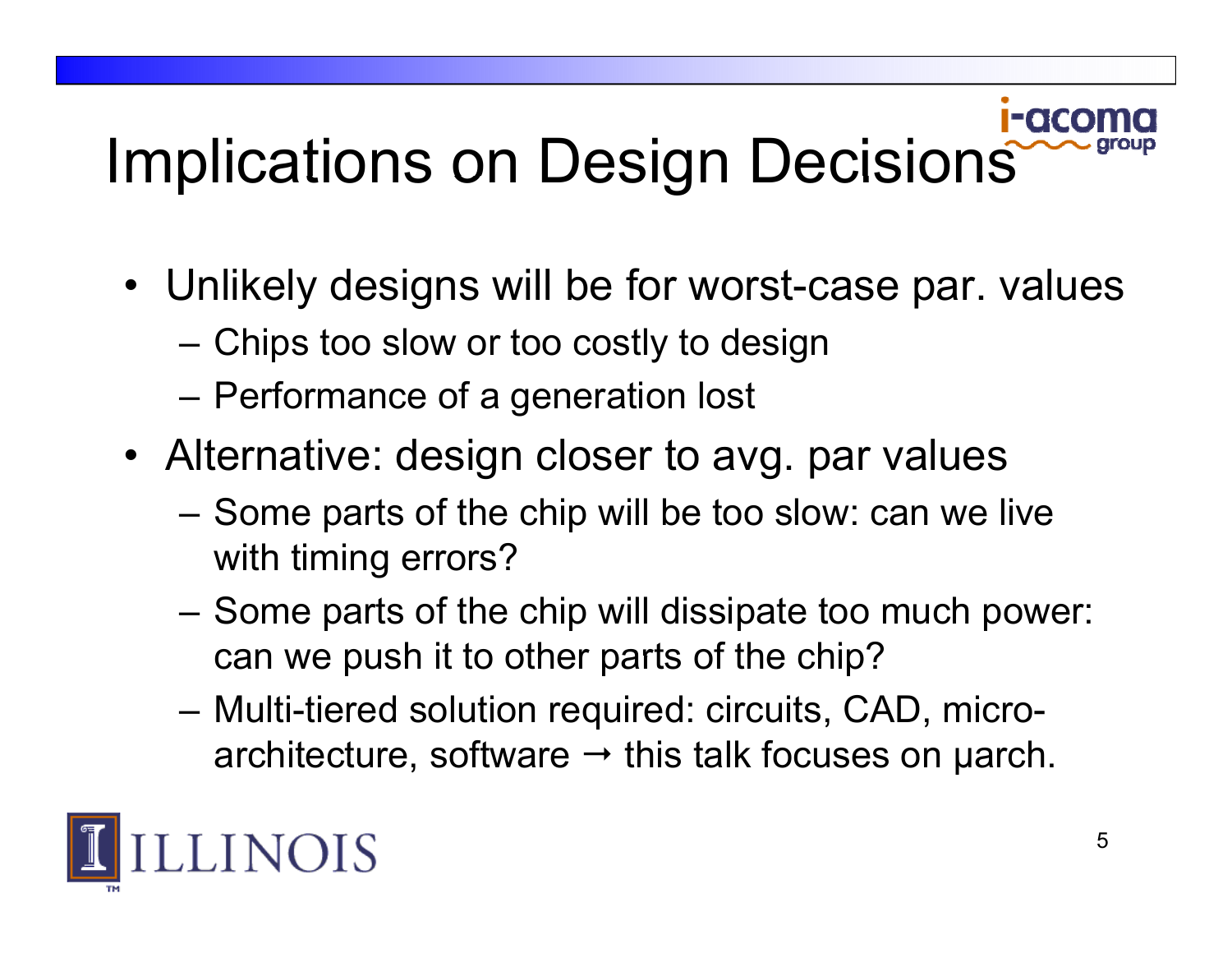# Implications on Design Decisions

- Unlikely designs will be for worst-case par. values
  - Chips too slow or too costly to design
  - Performance of a generation lost
- Alternative: design closer to avg. par values
  - Some parts of the chip will be too slow: can we live with timing errors?
  - Some parts of the chip will dissipate too much power: can we push it to other parts of the chip?
  - Multi-tiered solution required: circuits, CAD, micro-architecture, software → this talk focuses on µarch.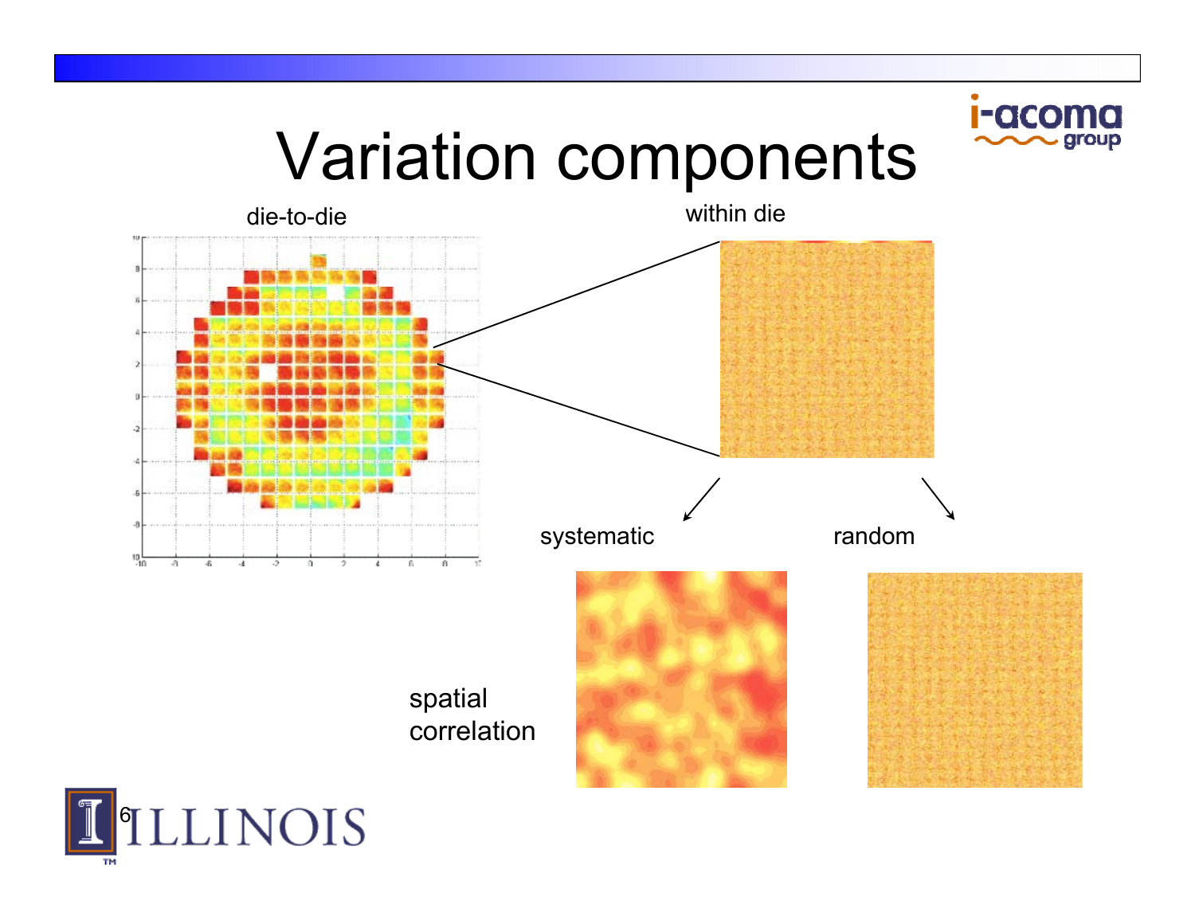# Variation components

die-to-die

within die

systematic

random

spatial correlation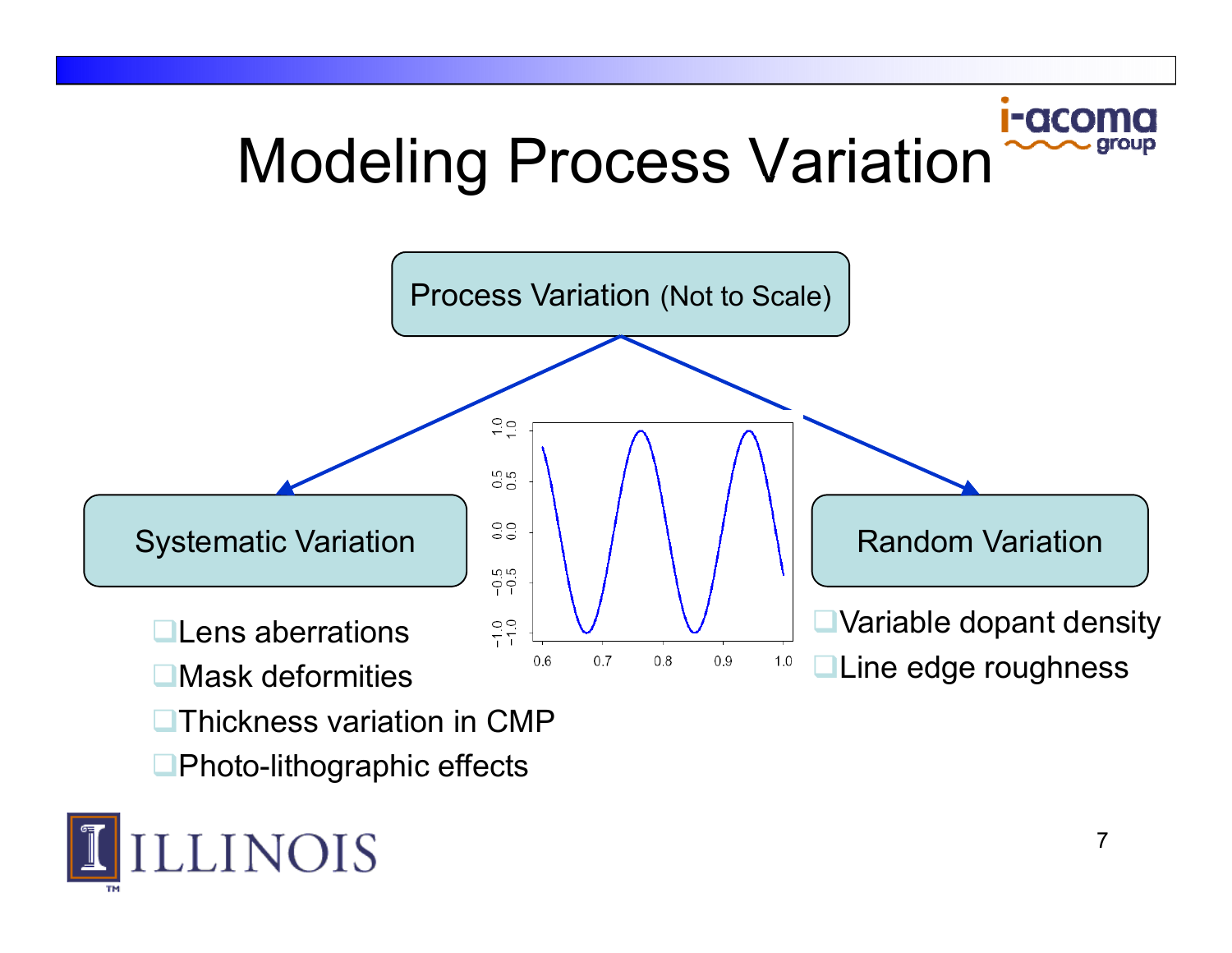# Modeling Process Variation

Process Variation (Not to Scale)

## Systematic Variation

- Lens aberrations
- Mask deformities
- Thickness variation in CMP
- Photo-lithographic effects

## Random Variation

- Variable dopant density
- Line edge roughness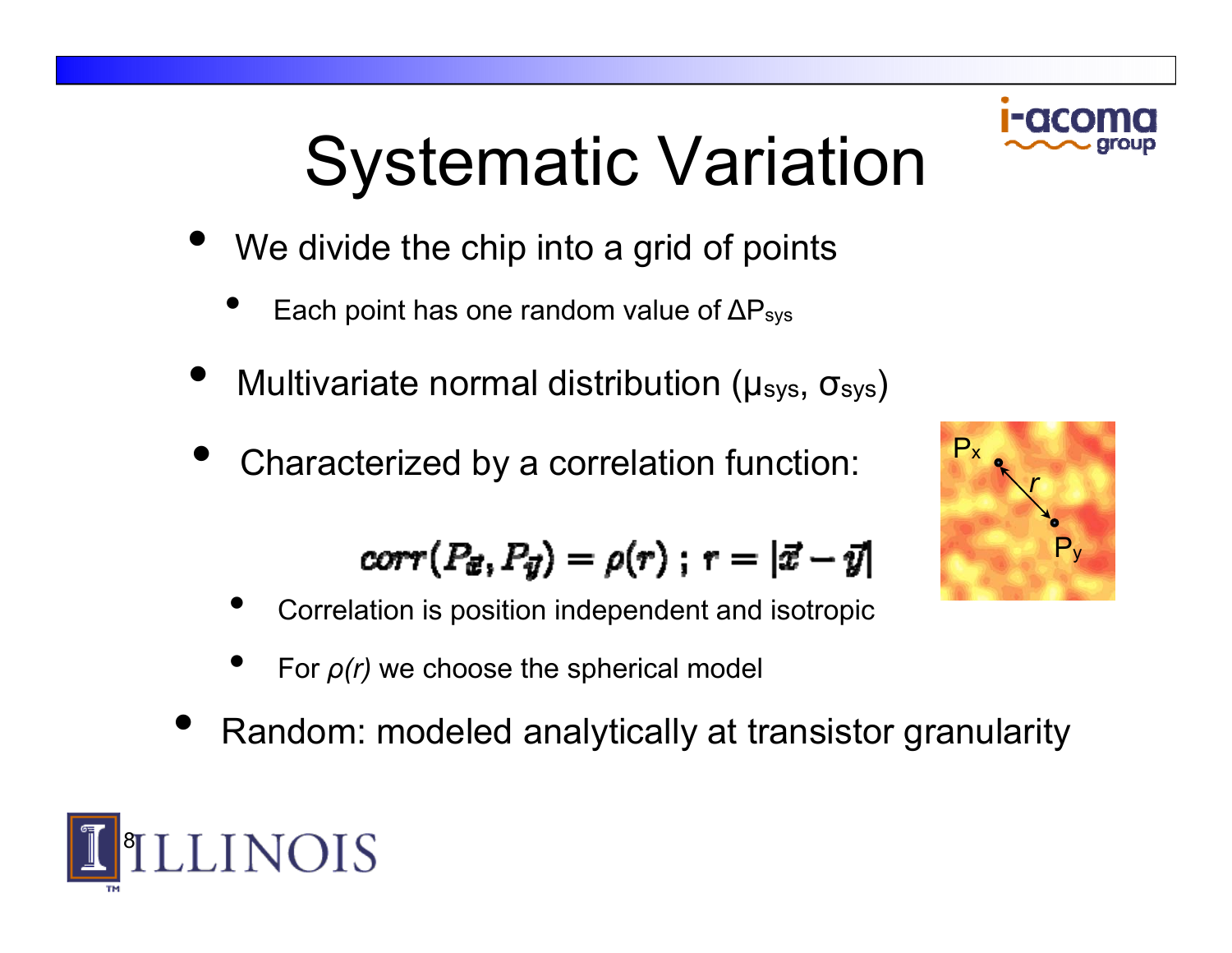# Systematic Variation

- We divide the chip into a grid of points
  - Each point has one random value of $\Delta P_{sys}$
- Multivariate normal distribution ($\mu_{sys}$, $\sigma_{sys}$)
- Characterized by a correlation function:

$$corr(P_{\vec{x}}, P_{\vec{y}}) = \rho(r) \; ; \; r = |\vec{x} - \vec{y}|$$

  - Correlation is position independent and isotropic
  - For *ρ(r)* we choose the spherical model
- Random: modeled analytically at transistor granularity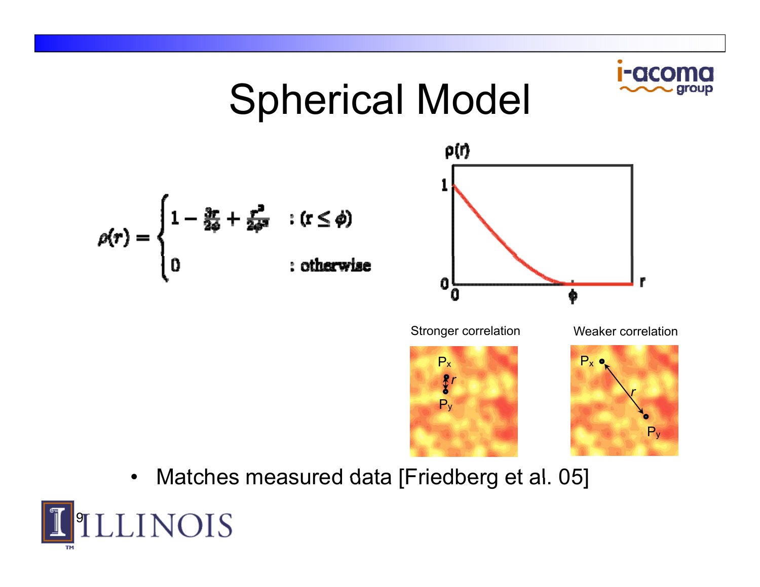# Spherical Model

$$\rho(r) = \begin{cases} 1 - \frac{3r}{2\phi} + \frac{r^3}{2\phi^3} & : (r \leq \phi) \\ 0 & : \text{otherwise} \end{cases}$$

Stronger correlation

Weaker correlation

- Matches measured data [Friedberg et al. 05]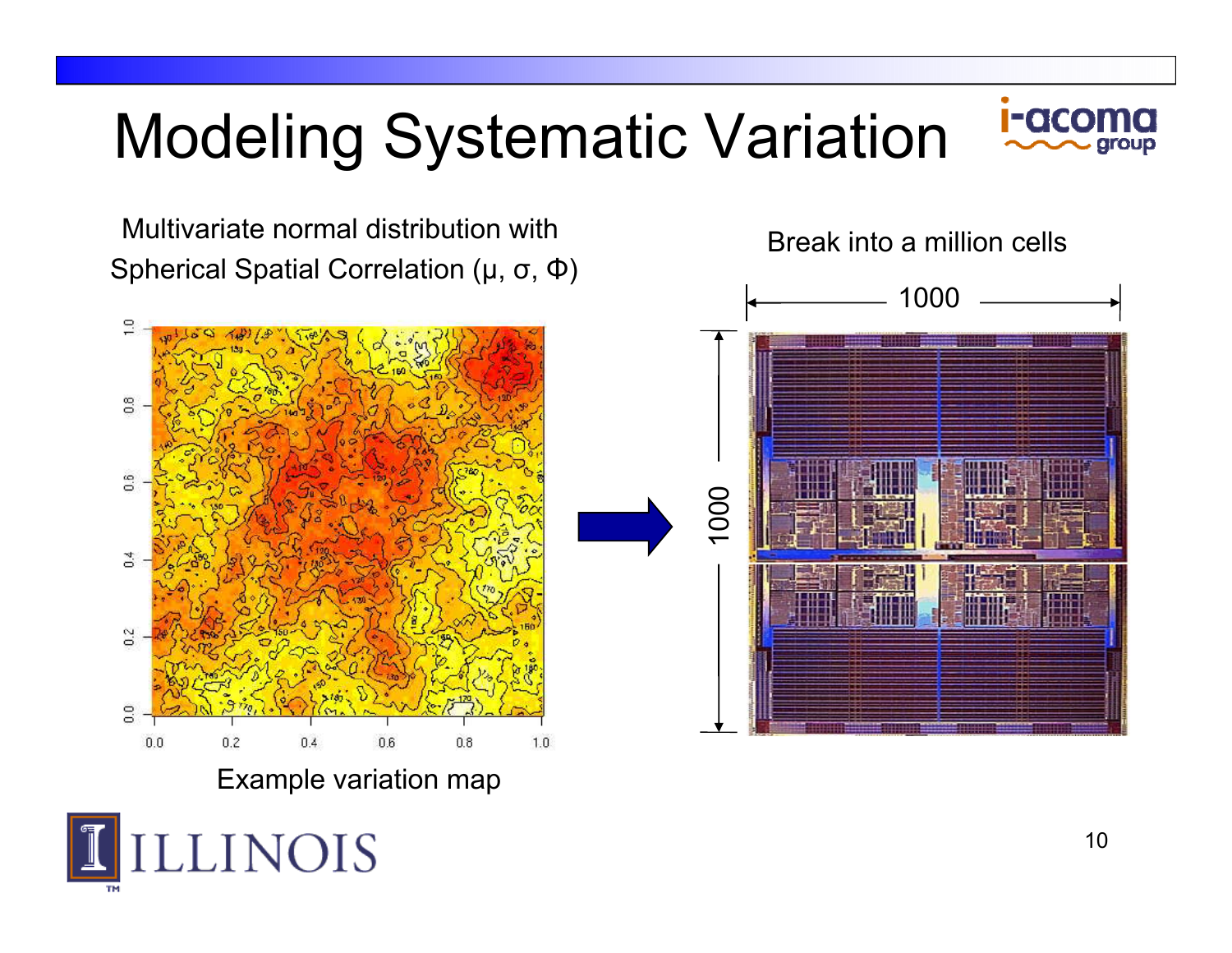# Modeling Systematic Variation

Multivariate normal distribution with Spherical Spatial Correlation ($\mu$, $\sigma$, $\Phi$)

Example variation map

Break into a million cells

1000

1000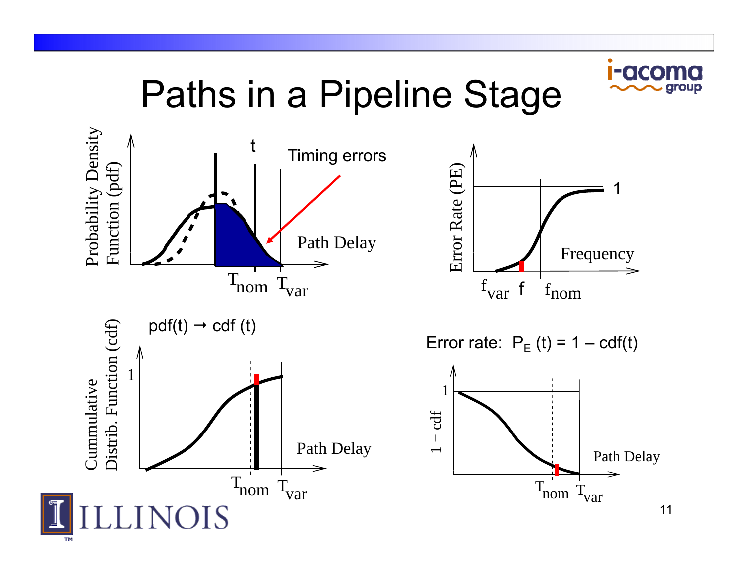# Paths in a Pipeline Stage

Probability Density Function (pdf)

t

Timing errors

Path Delay

$T_{nom}$ $T_{var}$

Error Rate (PE)

1

Frequency

$f_{var}$ $f$ $f_{nom}$

pdf(t) → cdf (t)

Cummulative Distrib. Function (cdf)

1

Path Delay

$T_{nom}$ $T_{var}$

Error rate: $P_E(t) = 1 - \text{cdf}(t)$

1 – cdf

1

Path Delay

$T_{nom}$ $T_{var}$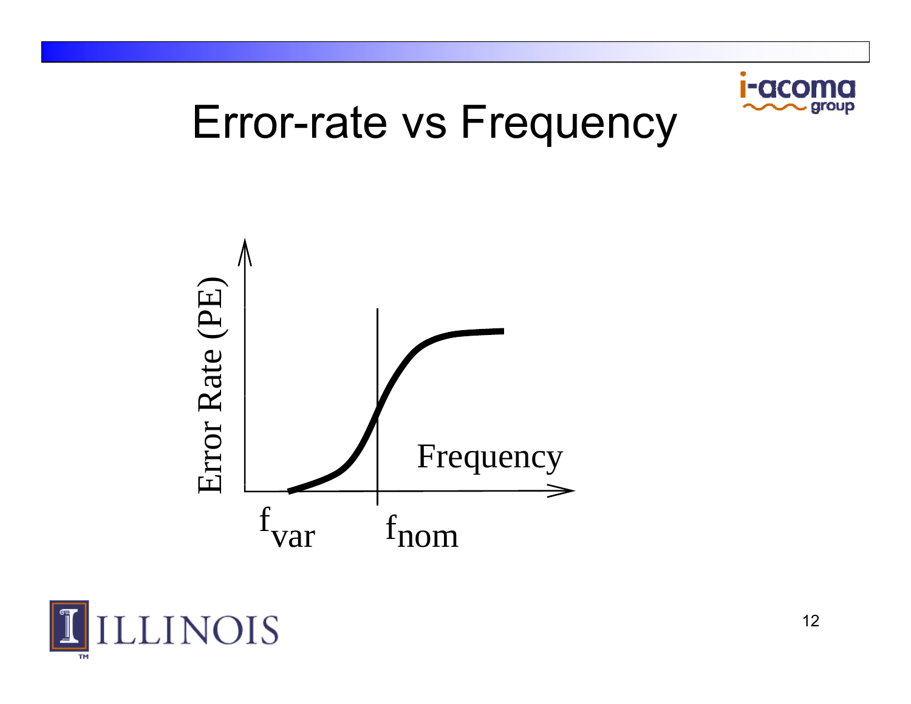# Error-rate vs Frequency

Error Rate (PE)

Frequency

$f_{var}$ $f_{nom}$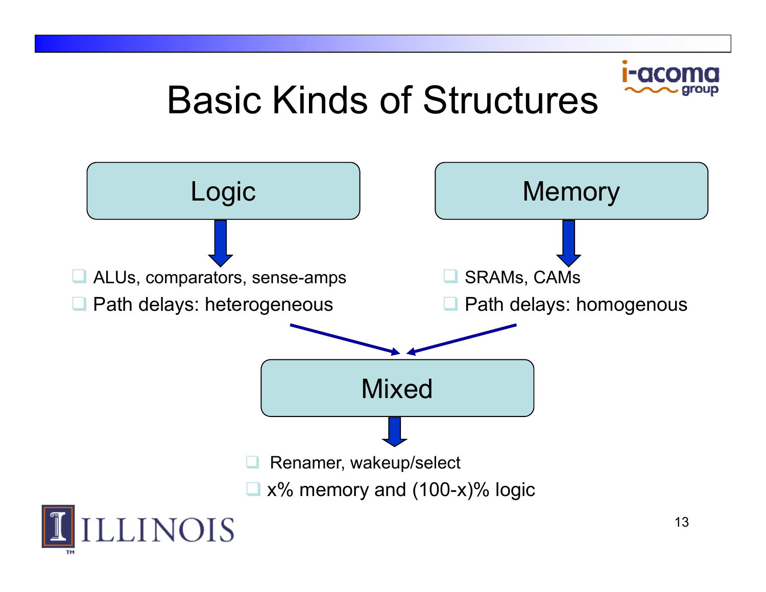# Basic Kinds of Structures

## Logic

- ALUs, comparators, sense-amps
- Path delays: heterogeneous

## Memory

- SRAMs, CAMs
- Path delays: homogenous

## Mixed

- Renamer, wakeup/select
- x% memory and (100-x)% logic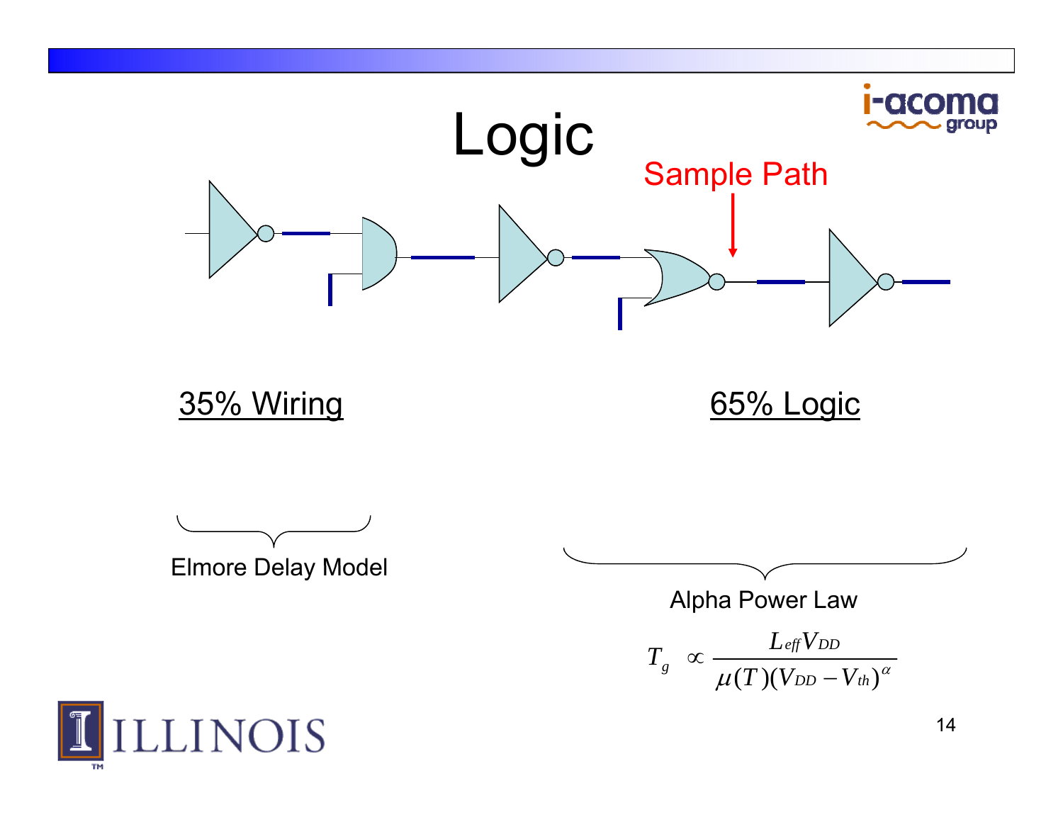# Logic

Sample Path

35% Wiring

65% Logic

Elmore Delay Model

Alpha Power Law

$$T_g \propto \frac{L_{eff} V_{DD}}{\mu(T)(V_{DD} - V_{th})^{\alpha}}$$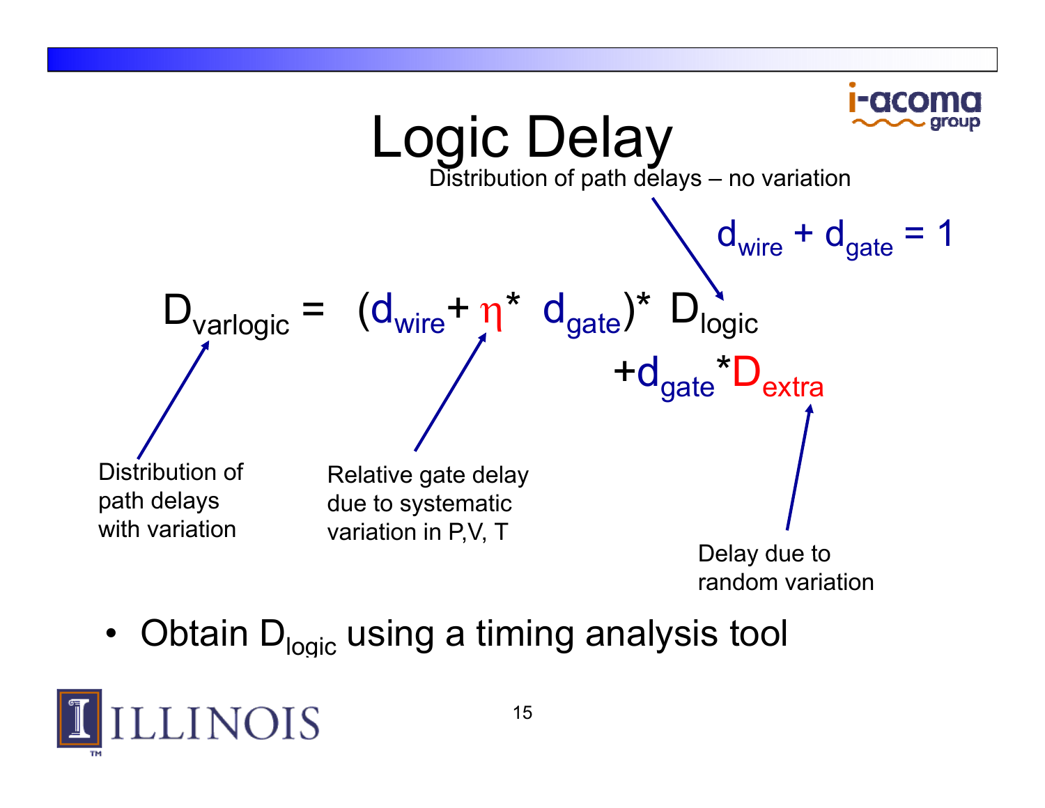# Logic Delay

Distribution of path delays – no variation

$$d_{wire} + d_{gate} = 1$$

$$D_{varlogic} = (d_{wire} + \eta * d_{gate}) * D_{logic} + d_{gate} * D_{extra}$$

- $D_{varlogic}$: Distribution of path delays with variation
- $\eta$: Relative gate delay due to systematic variation in P,V, T
- $D_{logic}$: Distribution of path delays – no variation
- $D_{extra}$: Delay due to random variation

- Obtain $D_{logic}$ using a timing analysis tool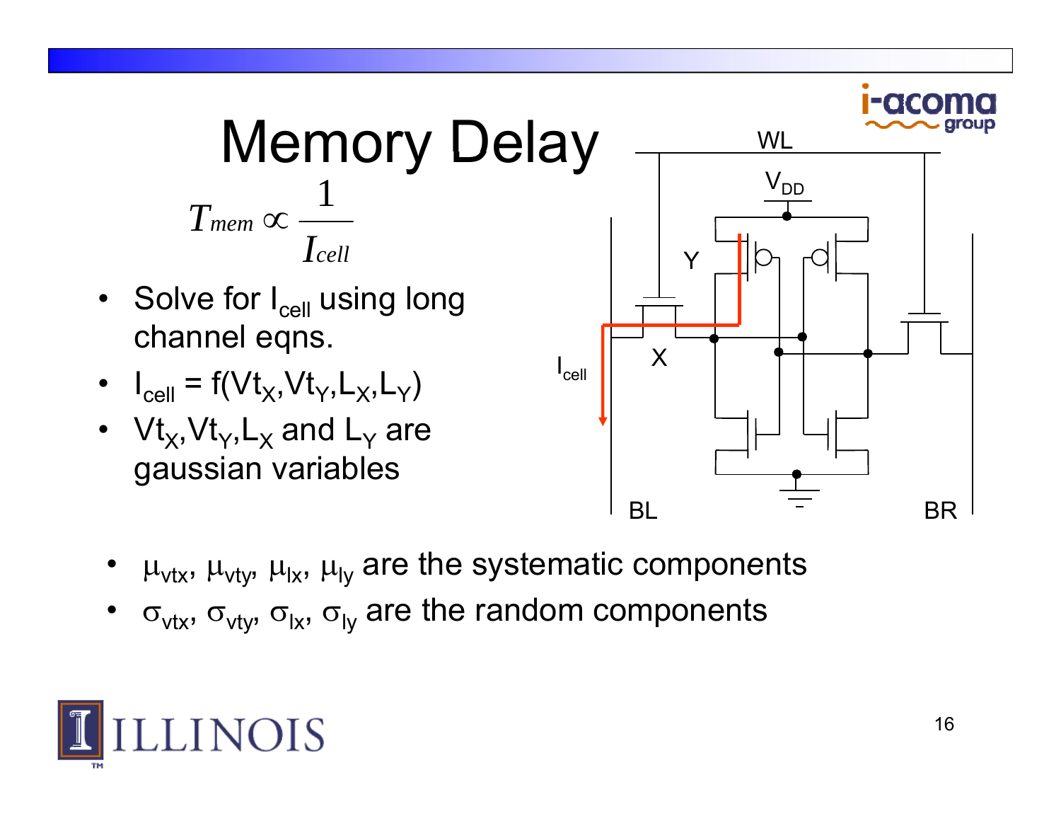# Memory Delay

$$T_{mem} \propto \frac{1}{I_{cell}}$$

- Solve for $I_{cell}$ using long channel eqns.
- $I_{cell} = f(Vt_X, Vt_Y, L_X, L_Y)$
- $Vt_X, Vt_Y, L_X$ and $L_Y$ are gaussian variables

WL

$V_{DD}$

Y

X

$I_{cell}$

BL

BR

- $\mu_{vtx}$, $\mu_{vty}$, $\mu_{lx}$, $\mu_{ly}$ are the systematic components
- $\sigma_{vtx}$, $\sigma_{vty}$, $\sigma_{lx}$, $\sigma_{ly}$ are the random components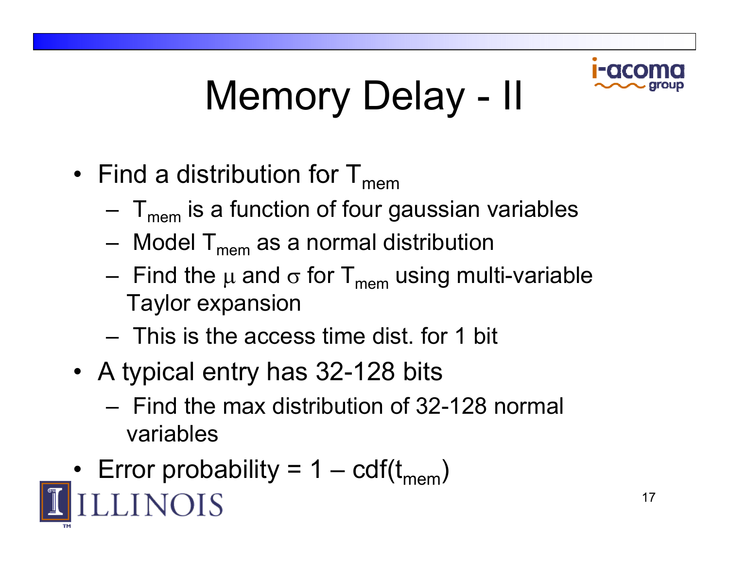# Memory Delay - II

- Find a distribution for $T_{mem}$
  - $T_{mem}$ is a function of four gaussian variables
  - Model $T_{mem}$ as a normal distribution
  - Find the $\mu$ and $\sigma$ for $T_{mem}$ using multi-variable Taylor expansion
  - This is the access time dist. for 1 bit
- A typical entry has 32-128 bits
  - Find the max distribution of 32-128 normal variables
- Error probability = 1 – cdf($t_{mem}$)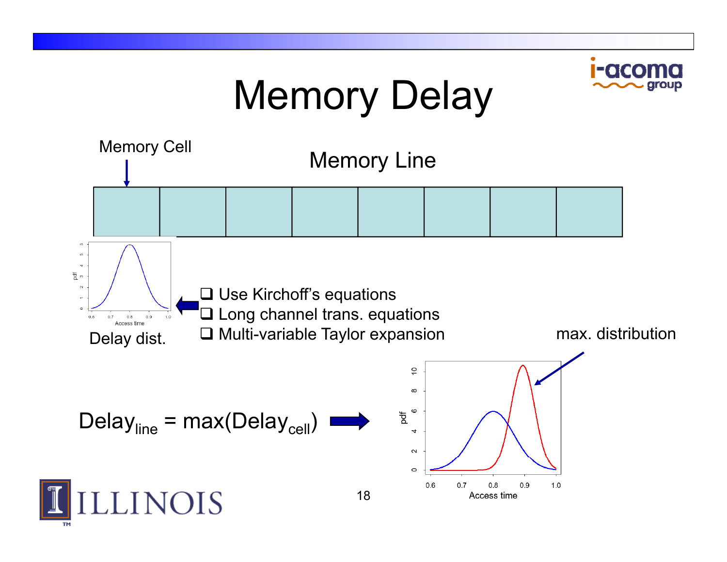# Memory Delay

Memory Cell

Memory Line

Delay dist.

- Use Kirchoff's equations
- Long channel trans. equations
- Multi-variable Taylor expansion

max. distribution

$$Delay_{line} = max(Delay_{cell})$$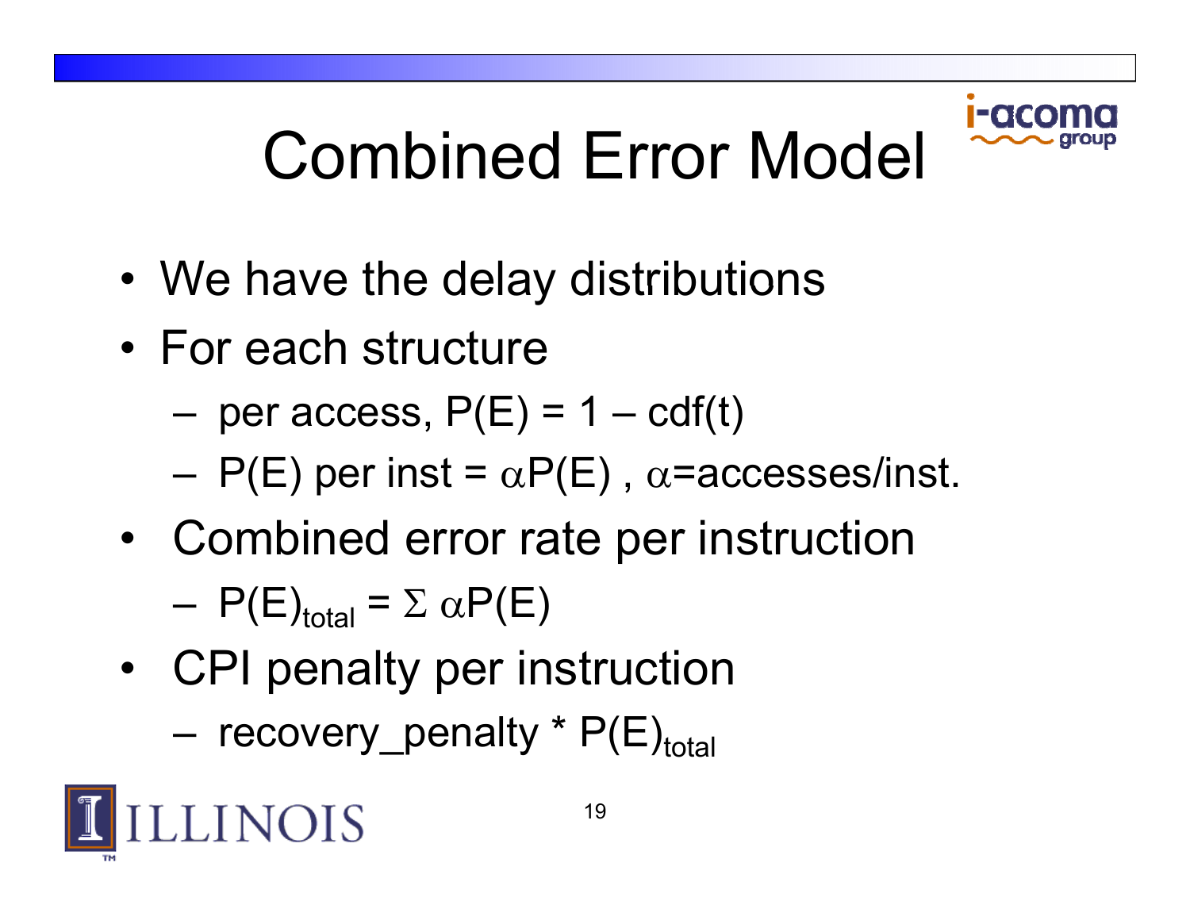# Combined Error Model

- We have the delay distributions
- For each structure
  - per access, $P(E) = 1 - cdf(t)$
  - $P(E)$ per inst = $\alpha P(E)$ , $\alpha$=accesses/inst.
- Combined error rate per instruction
  - $P(E)_{total} = \Sigma \alpha P(E)$
- CPI penalty per instruction
  - recovery_penalty * $P(E)_{total}$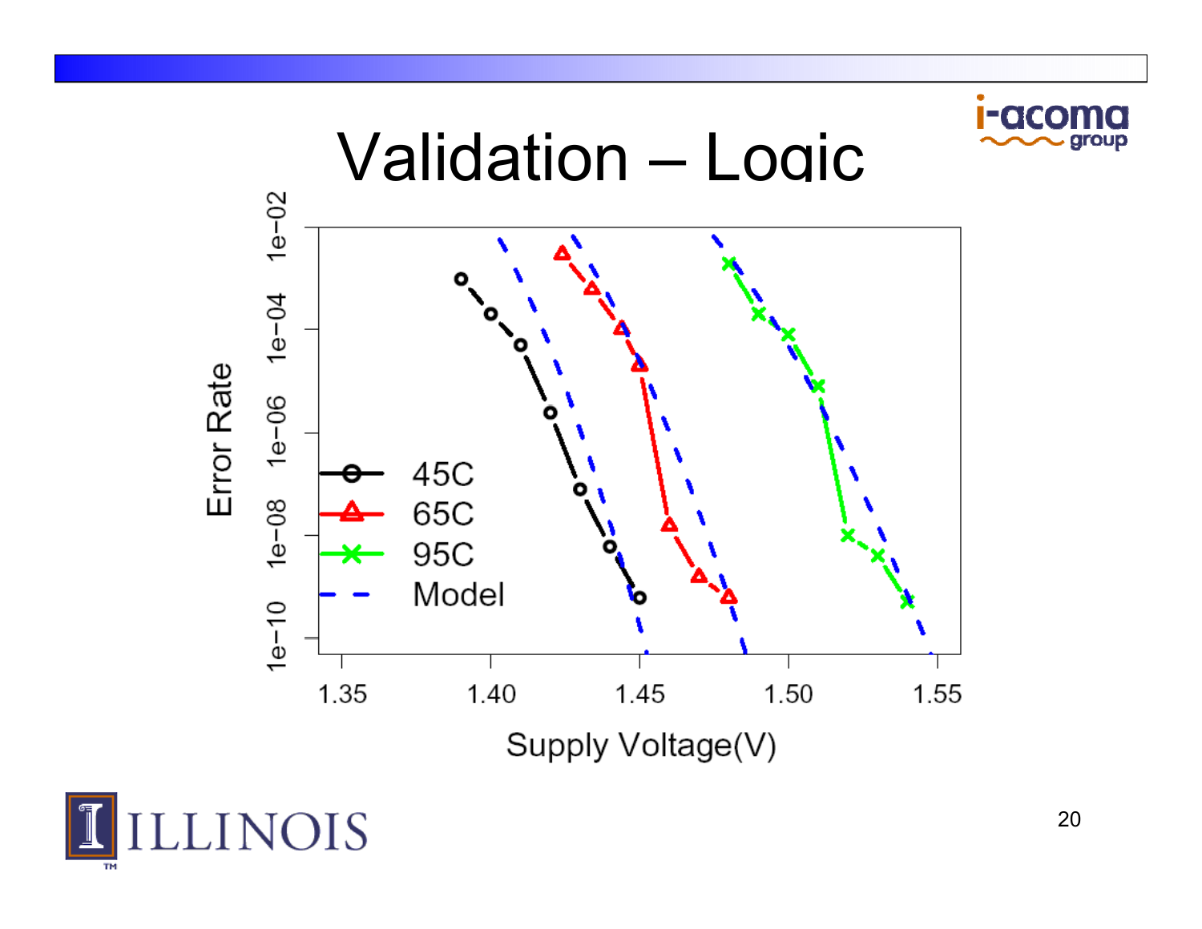# Validation – Logic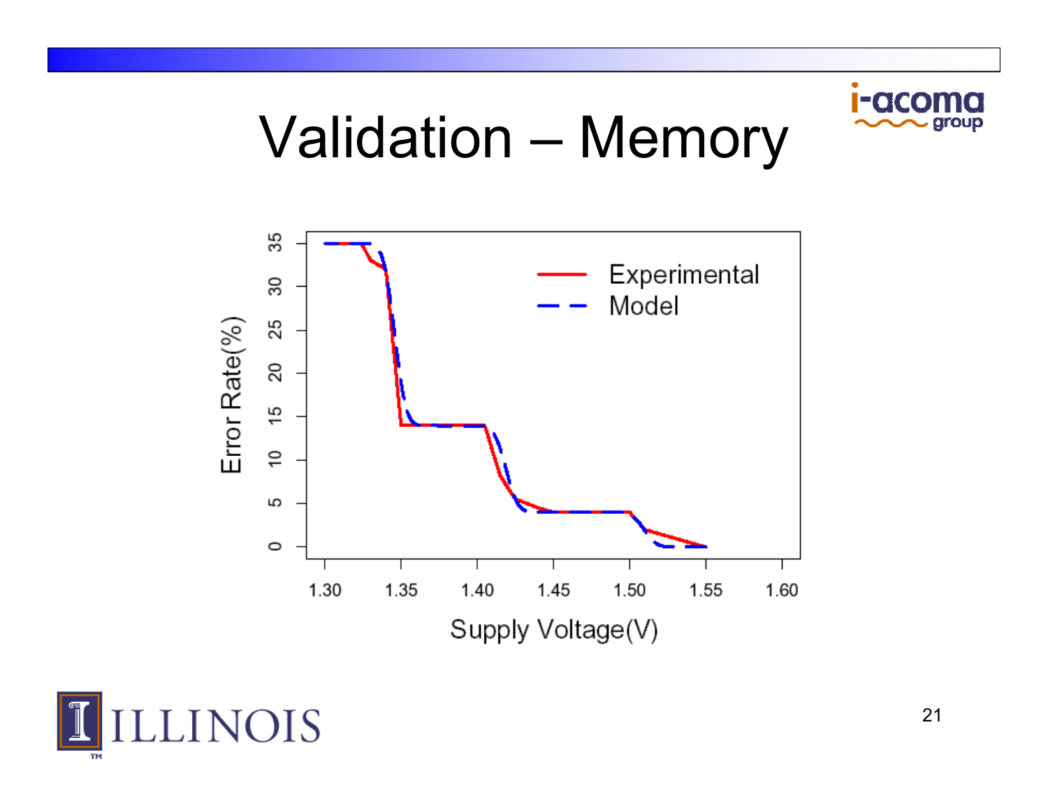# Validation – Memory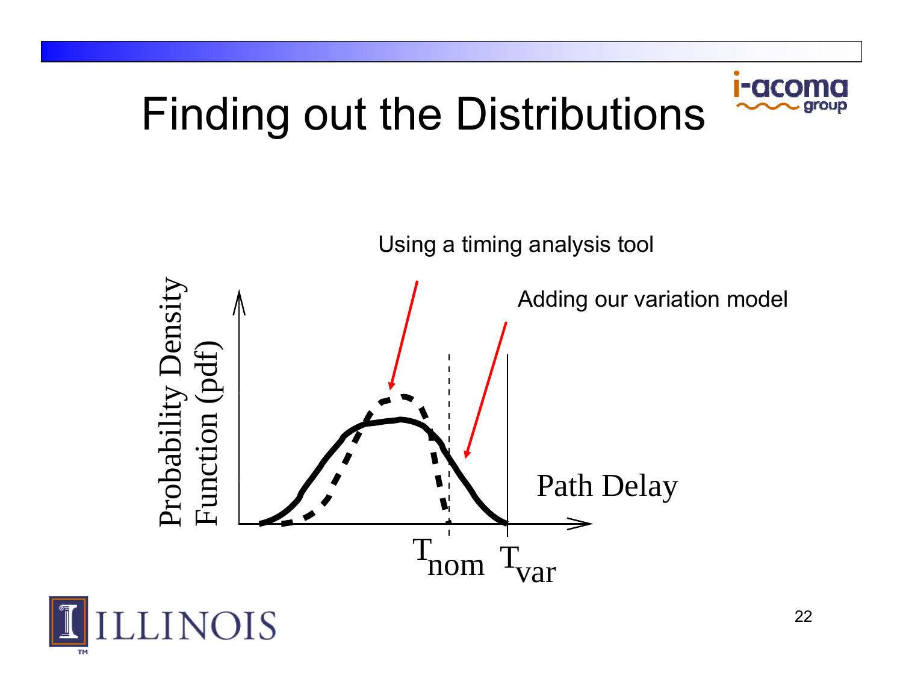# Finding out the Distributions

Using a timing analysis tool

Adding our variation model

Probability Density Function (pdf)

Path Delay

$T_{nom}$ $T_{var}$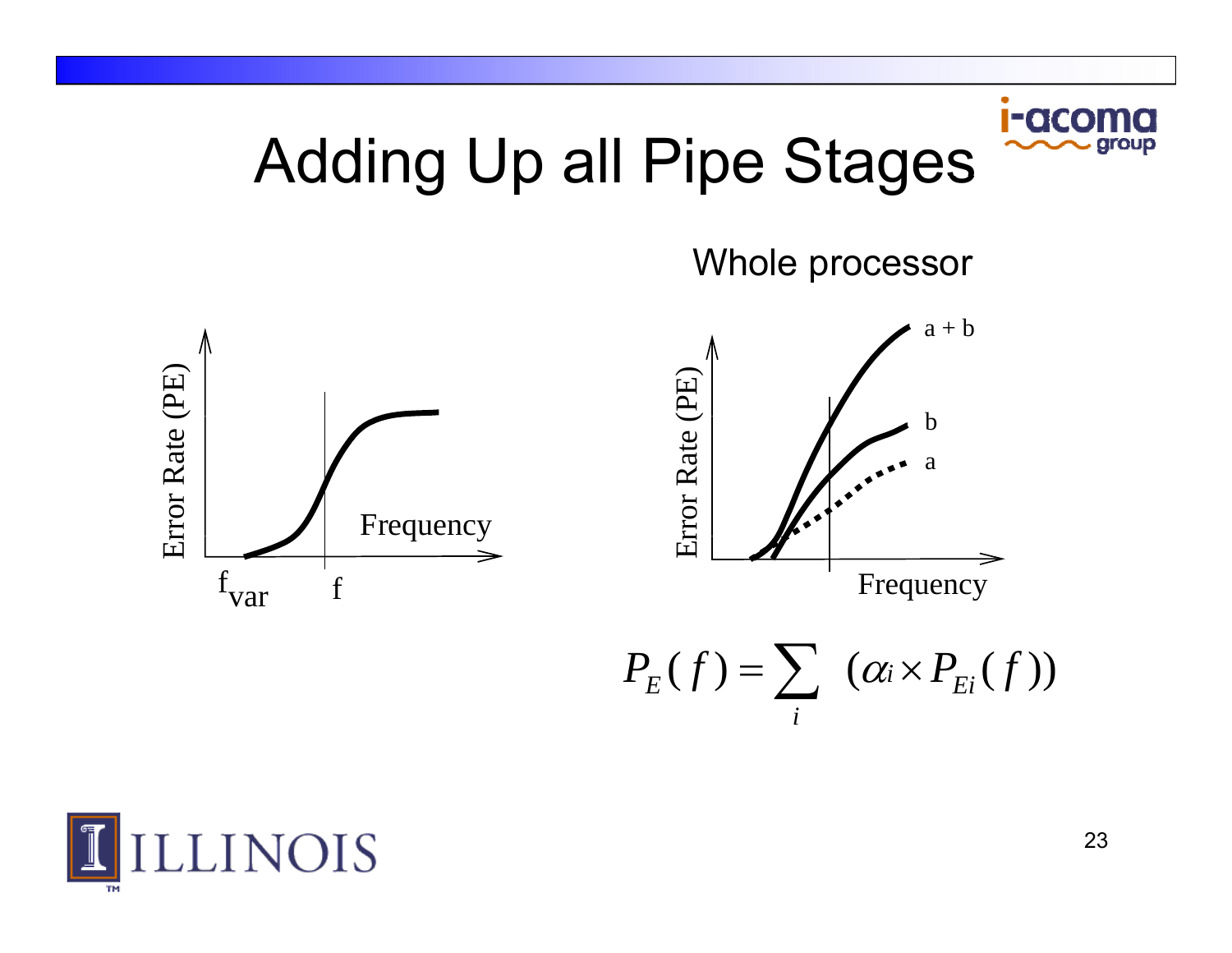# Adding Up all Pipe Stages

Whole processor

$$P_E(f) = \sum_i (\alpha_i \times P_{Ei}(f))$$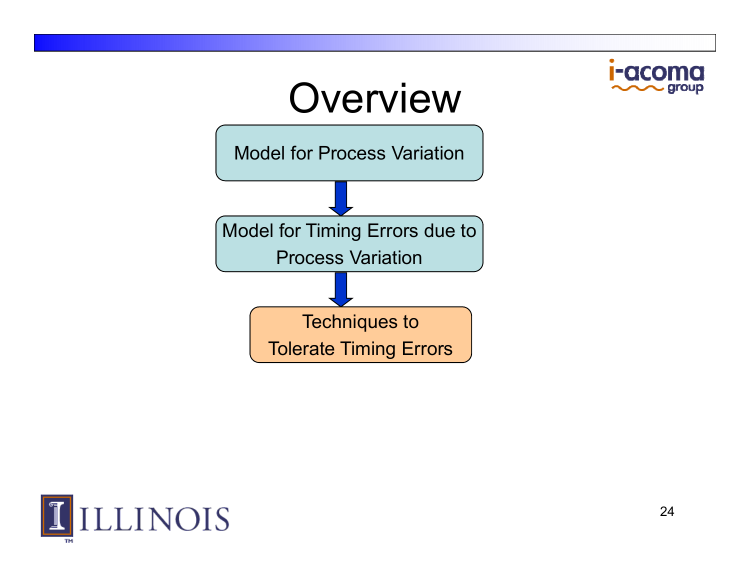# Overview

Model for Process Variation

↓

Model for Timing Errors due to Process Variation

↓

Techniques to Tolerate Timing Errors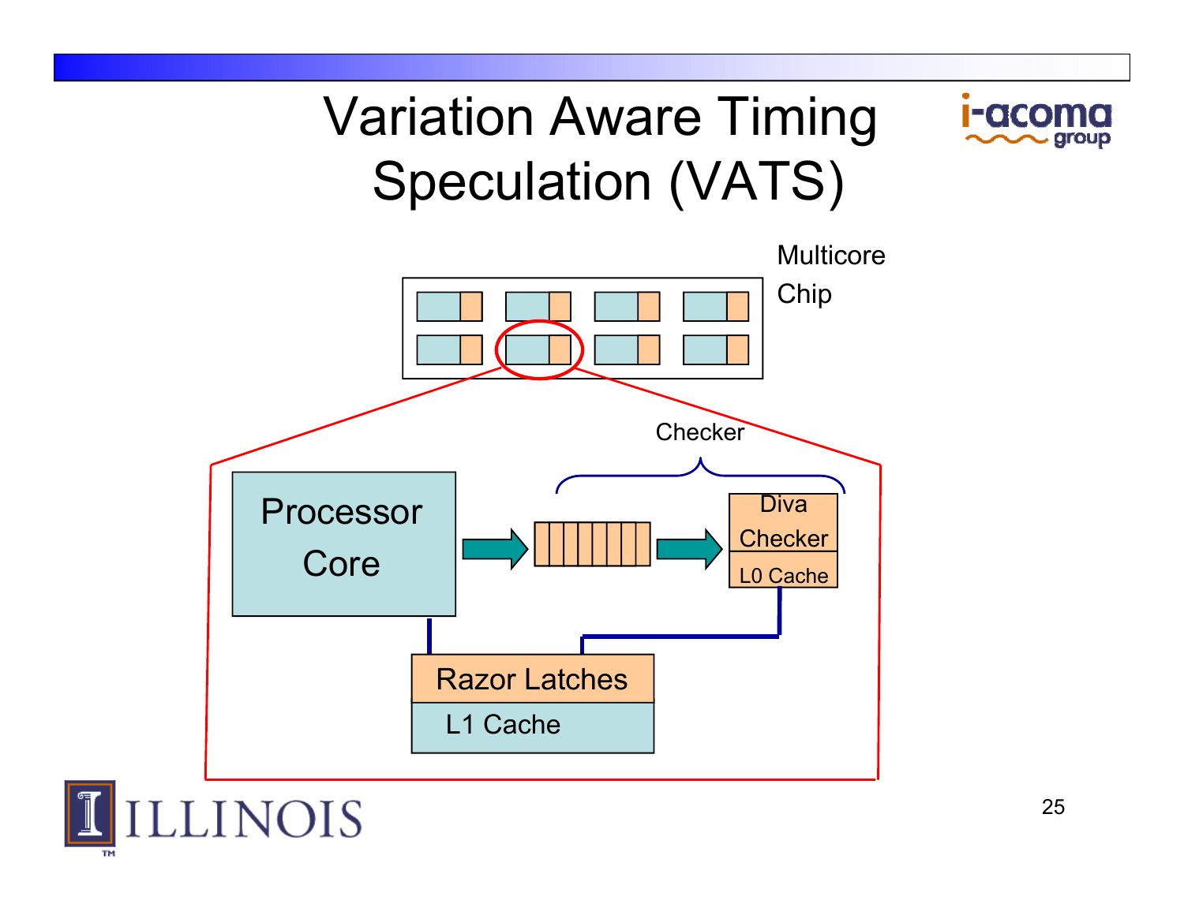# Variation Aware Timing Speculation (VATS)

Multicore Chip

Checker

Processor Core

Diva Checker

L0 Cache

Razor Latches

L1 Cache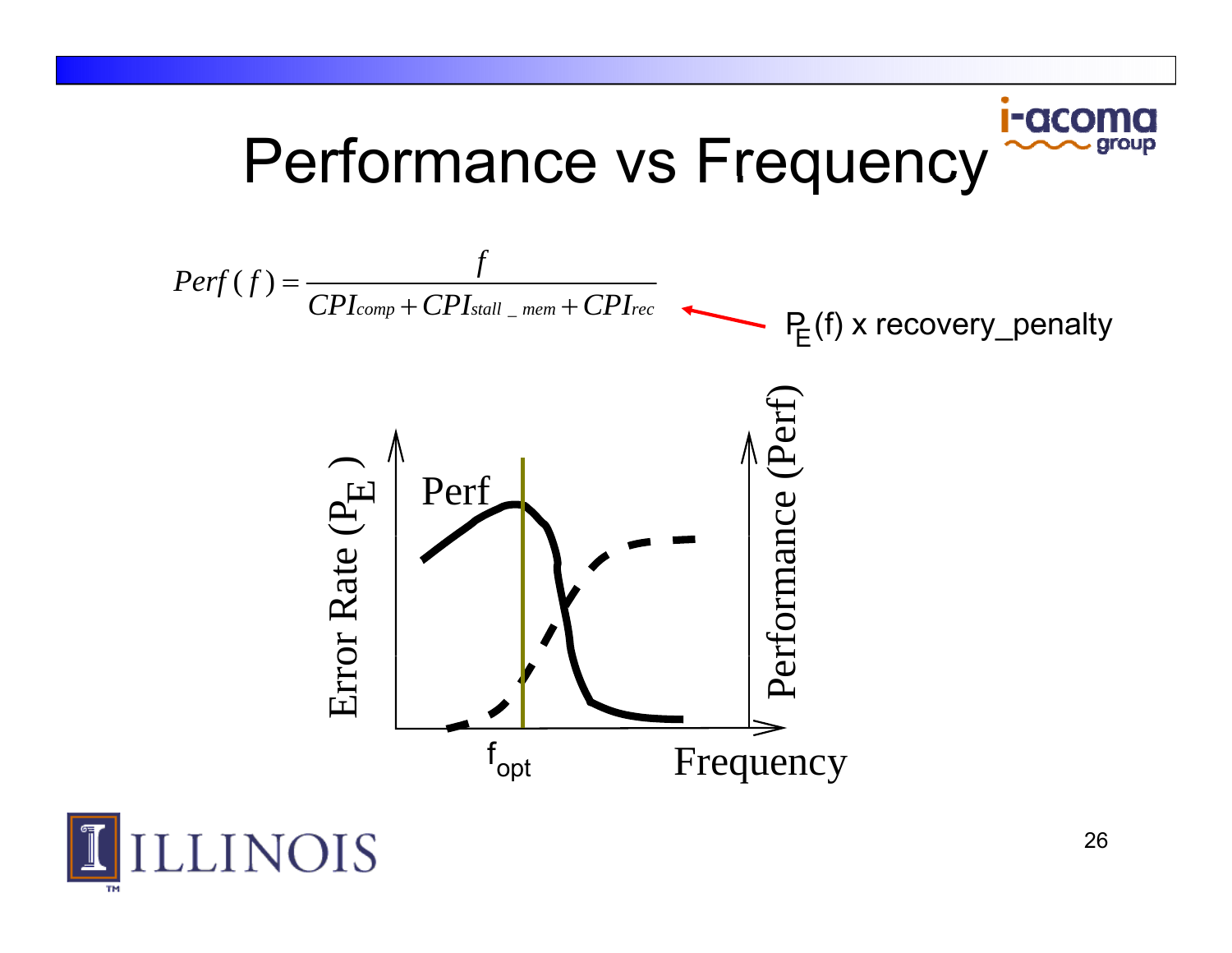# Performance vs Frequency

$$Perf(f) = \frac{f}{CPI_{comp} + CPI_{stall\_mem} + CPI_{rec}}$$

$CPI_{rec}$ ← $P_E(f)$ x recovery_penalty

Error Rate ($P_E$)

Performance (Perf)

Perf

$f_{opt}$

Frequency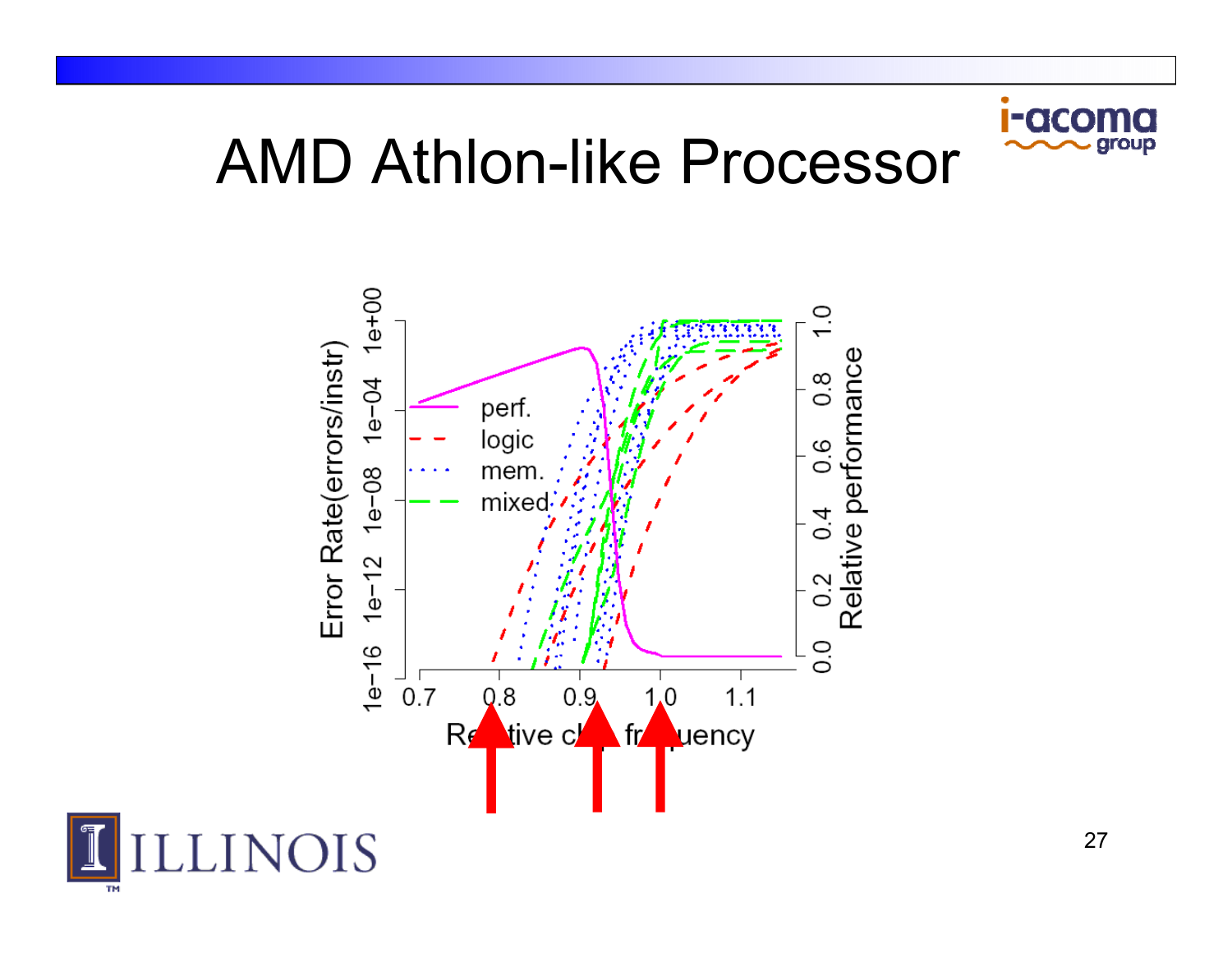# AMD Athlon-like Processor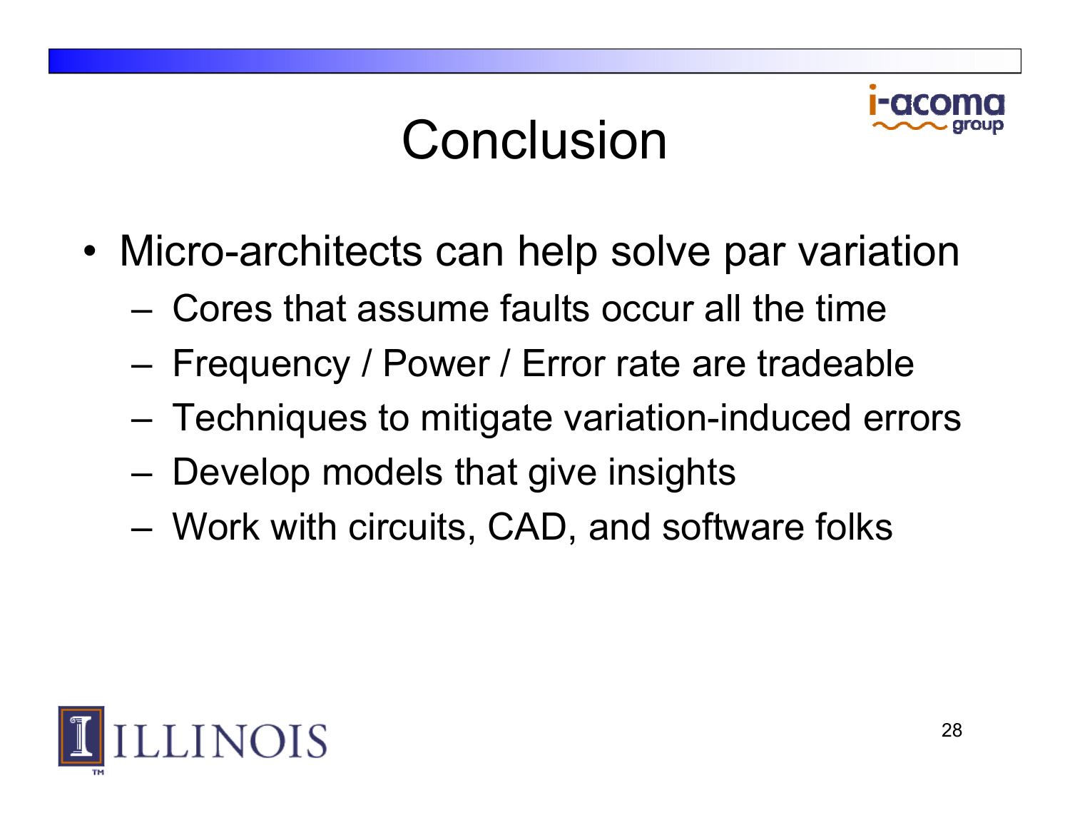# Conclusion

- Micro-architects can help solve par variation
  - Cores that assume faults occur all the time
  - Frequency / Power / Error rate are tradeable
  - Techniques to mitigate variation-induced errors
  - Develop models that give insights
  - Work with circuits, CAD, and software folks